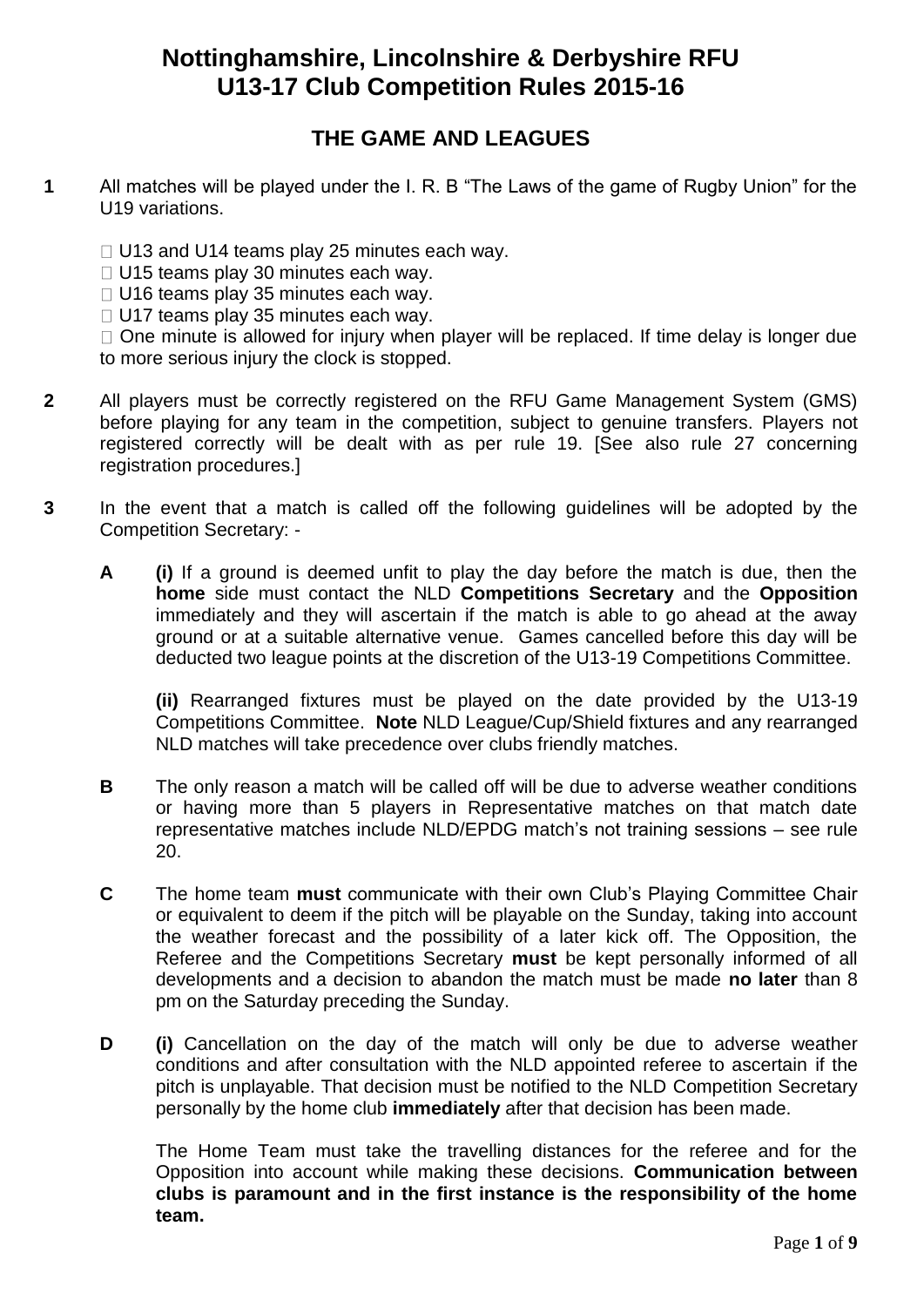# Nottinghamshire, Lincolnshire & Derbyshire RFU U13-17 Club Competition Rules 2015-16

## THE GAME AND LEAGUES

**1** All matches will be played under the I. R. B "The Laws of the game of Rugby Union" for the U19 variations.

- U13 and U14 teams play 25 minutes each way.
- U15 teams play 30 minutes each way.
- U16 teams play 35 minutes each way.
- U17 teams play 35 minutes each way.
- One minute is allowed for injury when player will be replaced. If time delay is longer due to more serious injury the clock is stopped.

**2** All players must be correctly registered on the RFU Game Management System (GMS) before playing for any team in the competition, subject to genuine transfers. Players not registered correctly will be dealt with as per rule 19. [See also rule 27 concerning registration procedures.]

**3** In the event that a match is called off the following guidelines will be adopted by the Competition Secretary: -

**A** **(i)** If a ground is deemed unfit to play the day before the match is due, then the **home** side must contact the NLD **Competitions Secretary** and the **Opposition** immediately and they will ascertain if the match is able to go ahead at the away ground or at a suitable alternative venue. Games cancelled before this day will be deducted two league points at the discretion of the U13-19 Competitions Committee.

**(ii)** Rearranged fixtures must be played on the date provided by the U13-19 Competitions Committee. **Note** NLD League/Cup/Shield fixtures and any rearranged NLD matches will take precedence over clubs friendly matches.

**B** The only reason a match will be called off will be due to adverse weather conditions or having more than 5 players in Representative matches on that match date representative matches include NLD/EPDG match's not training sessions – see rule 20.

**C** The home team **must** communicate with their own Club's Playing Committee Chair or equivalent to deem if the pitch will be playable on the Sunday, taking into account the weather forecast and the possibility of a later kick off. The Opposition, the Referee and the Competitions Secretary **must** be kept personally informed of all developments and a decision to abandon the match must be made **no later** than 8 pm on the Saturday preceding the Sunday.

**D** **(i)** Cancellation on the day of the match will only be due to adverse weather conditions and after consultation with the NLD appointed referee to ascertain if the pitch is unplayable. That decision must be notified to the NLD Competition Secretary personally by the home club **immediately** after that decision has been made.

The Home Team must take the travelling distances for the referee and for the Opposition into account while making these decisions. **Communication between clubs is paramount and in the first instance is the responsibility of the home team.**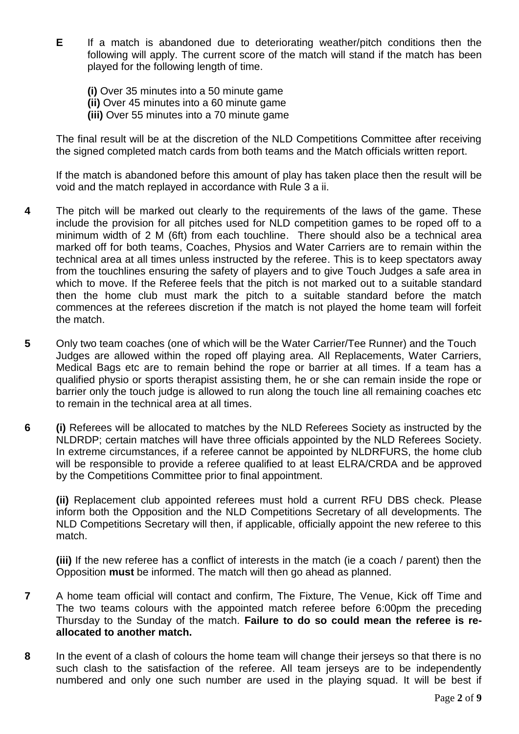**E** If a match is abandoned due to deteriorating weather/pitch conditions then the following will apply. The current score of the match will stand if the match has been played for the following length of time.

**(i)** Over 35 minutes into a 50 minute game
**(ii)** Over 45 minutes into a 60 minute game
**(iii)** Over 55 minutes into a 70 minute game

The final result will be at the discretion of the NLD Competitions Committee after receiving the signed completed match cards from both teams and the Match officials written report.

If the match is abandoned before this amount of play has taken place then the result will be void and the match replayed in accordance with Rule 3 a ii.

**4** The pitch will be marked out clearly to the requirements of the laws of the game. These include the provision for all pitches used for NLD competition games to be roped off to a minimum width of 2 M (6ft) from each touchline. There should also be a technical area marked off for both teams, Coaches, Physios and Water Carriers are to remain within the technical area at all times unless instructed by the referee. This is to keep spectators away from the touchlines ensuring the safety of players and to give Touch Judges a safe area in which to move. If the Referee feels that the pitch is not marked out to a suitable standard then the home club must mark the pitch to a suitable standard before the match commences at the referees discretion if the match is not played the home team will forfeit the match.

**5** Only two team coaches (one of which will be the Water Carrier/Tee Runner) and the Touch Judges are allowed within the roped off playing area. All Replacements, Water Carriers, Medical Bags etc are to remain behind the rope or barrier at all times. If a team has a qualified physio or sports therapist assisting them, he or she can remain inside the rope or barrier only the touch judge is allowed to run along the touch line all remaining coaches etc to remain in the technical area at all times.

**6** **(i)** Referees will be allocated to matches by the NLD Referees Society as instructed by the NLDRDP; certain matches will have three officials appointed by the NLD Referees Society. In extreme circumstances, if a referee cannot be appointed by NLDRFURS, the home club will be responsible to provide a referee qualified to at least ELRA/CRDA and be approved by the Competitions Committee prior to final appointment.

**(ii)** Replacement club appointed referees must hold a current RFU DBS check. Please inform both the Opposition and the NLD Competitions Secretary of all developments. The NLD Competitions Secretary will then, if applicable, officially appoint the new referee to this match.

**(iii)** If the new referee has a conflict of interests in the match (ie a coach / parent) then the Opposition **must** be informed. The match will then go ahead as planned.

**7** A home team official will contact and confirm, The Fixture, The Venue, Kick off Time and The two teams colours with the appointed match referee before 6:00pm the preceding Thursday to the Sunday of the match. **Failure to do so could mean the referee is re-allocated to another match.**

**8** In the event of a clash of colours the home team will change their jerseys so that there is no such clash to the satisfaction of the referee. All team jerseys are to be independently numbered and only one such number are used in the playing squad. It will be best if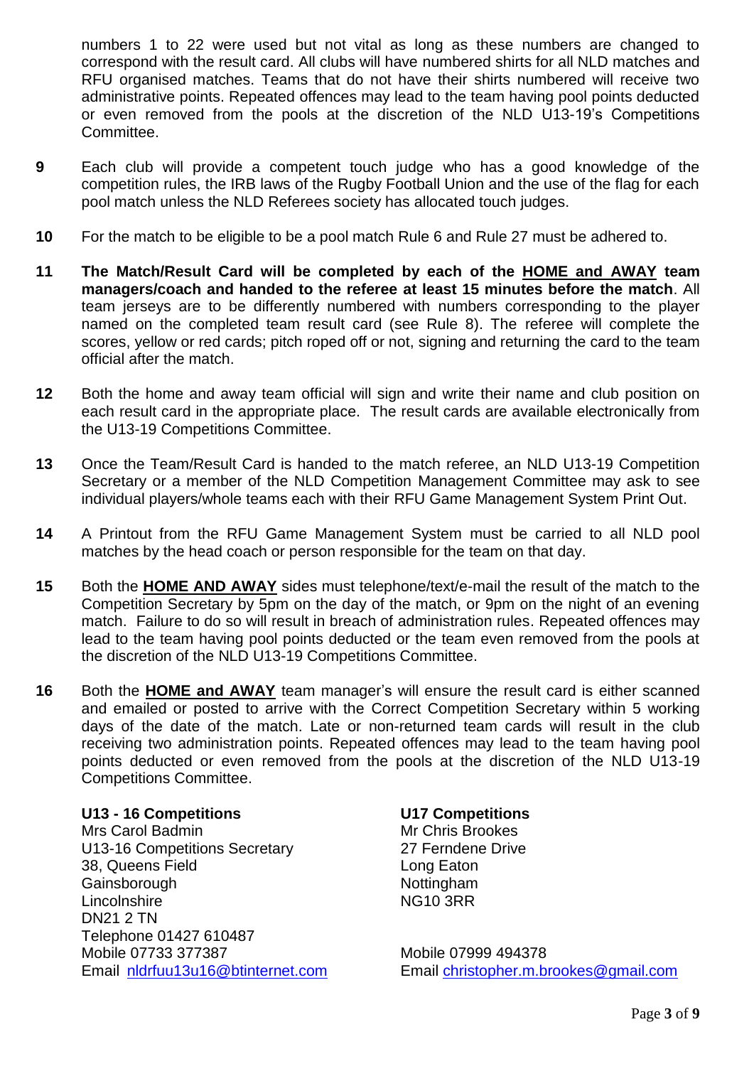numbers 1 to 22 were used but not vital as long as these numbers are changed to correspond with the result card. All clubs will have numbered shirts for all NLD matches and RFU organised matches. Teams that do not have their shirts numbered will receive two administrative points. Repeated offences may lead to the team having pool points deducted or even removed from the pools at the discretion of the NLD U13-19's Competitions Committee.

**9** Each club will provide a competent touch judge who has a good knowledge of the competition rules, the IRB laws of the Rugby Football Union and the use of the flag for each pool match unless the NLD Referees society has allocated touch judges.

**10** For the match to be eligible to be a pool match Rule 6 and Rule 27 must be adhered to.

**11** **The Match/Result Card will be completed by each of the <u>HOME and AWAY</u> team managers/coach and handed to the referee at least 15 minutes before the match**. All team jerseys are to be differently numbered with numbers corresponding to the player named on the completed team result card (see Rule 8). The referee will complete the scores, yellow or red cards; pitch roped off or not, signing and returning the card to the team official after the match.

**12** Both the home and away team official will sign and write their name and club position on each result card in the appropriate place. The result cards are available electronically from the U13-19 Competitions Committee.

**13** Once the Team/Result Card is handed to the match referee, an NLD U13-19 Competition Secretary or a member of the NLD Competition Management Committee may ask to see individual players/whole teams each with their RFU Game Management System Print Out.

**14** A Printout from the RFU Game Management System must be carried to all NLD pool matches by the head coach or person responsible for the team on that day.

**15** Both the **<u>HOME AND AWAY</u>** sides must telephone/text/e-mail the result of the match to the Competition Secretary by 5pm on the day of the match, or 9pm on the night of an evening match. Failure to do so will result in breach of administration rules. Repeated offences may lead to the team having pool points deducted or the team even removed from the pools at the discretion of the NLD U13-19 Competitions Committee.

**16** Both the **<u>HOME and AWAY</u>** team manager's will ensure the result card is either scanned and emailed or posted to arrive with the Correct Competition Secretary within 5 working days of the date of the match. Late or non-returned team cards will result in the club receiving two administration points. Repeated offences may lead to the team having pool points deducted or even removed from the pools at the discretion of the NLD U13-19 Competitions Committee.

**U13 - 16 Competitions**
Mrs Carol Badmin
U13-16 Competitions Secretary
38, Queens Field
Gainsborough
Lincolnshire
DN21 2 TN
Telephone 01427 610487
Mobile 07733 377387
Email nldrfuu13u16@btinternet.com

**U17 Competitions**
Mr Chris Brookes
27 Ferndene Drive
Long Eaton
Nottingham
NG10 3RR

Mobile 07999 494378
Email christopher.m.brookes@gmail.com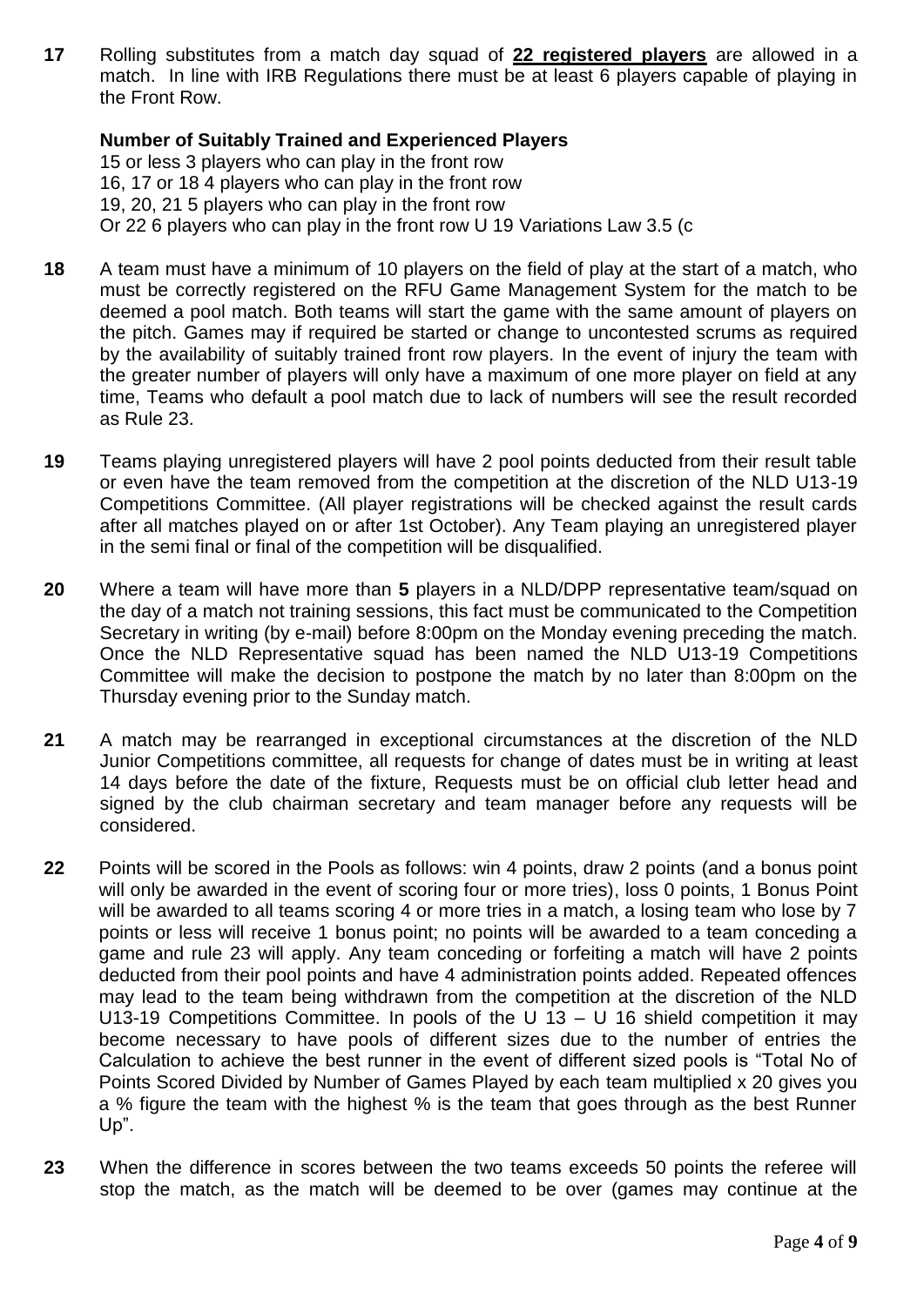**17** Rolling substitutes from a match day squad of **22 registered players** are allowed in a match. In line with IRB Regulations there must be at least 6 players capable of playing in the Front Row.

**Number of Suitably Trained and Experienced Players**

15 or less 3 players who can play in the front row
16, 17 or 18 4 players who can play in the front row
19, 20, 21 5 players who can play in the front row
Or 22 6 players who can play in the front row U 19 Variations Law 3.5 (c

**18** A team must have a minimum of 10 players on the field of play at the start of a match, who must be correctly registered on the RFU Game Management System for the match to be deemed a pool match. Both teams will start the game with the same amount of players on the pitch. Games may if required be started or change to uncontested scrums as required by the availability of suitably trained front row players. In the event of injury the team with the greater number of players will only have a maximum of one more player on field at any time, Teams who default a pool match due to lack of numbers will see the result recorded as Rule 23.

**19** Teams playing unregistered players will have 2 pool points deducted from their result table or even have the team removed from the competition at the discretion of the NLD U13-19 Competitions Committee. (All player registrations will be checked against the result cards after all matches played on or after 1st October). Any Team playing an unregistered player in the semi final or final of the competition will be disqualified.

**20** Where a team will have more than **5** players in a NLD/DPP representative team/squad on the day of a match not training sessions, this fact must be communicated to the Competition Secretary in writing (by e-mail) before 8:00pm on the Monday evening preceding the match. Once the NLD Representative squad has been named the NLD U13-19 Competitions Committee will make the decision to postpone the match by no later than 8:00pm on the Thursday evening prior to the Sunday match.

**21** A match may be rearranged in exceptional circumstances at the discretion of the NLD Junior Competitions committee, all requests for change of dates must be in writing at least 14 days before the date of the fixture, Requests must be on official club letter head and signed by the club chairman secretary and team manager before any requests will be considered.

**22** Points will be scored in the Pools as follows: win 4 points, draw 2 points (and a bonus point will only be awarded in the event of scoring four or more tries), loss 0 points, 1 Bonus Point will be awarded to all teams scoring 4 or more tries in a match, a losing team who lose by 7 points or less will receive 1 bonus point; no points will be awarded to a team conceding a game and rule 23 will apply. Any team conceding or forfeiting a match will have 2 points deducted from their pool points and have 4 administration points added. Repeated offences may lead to the team being withdrawn from the competition at the discretion of the NLD U13-19 Competitions Committee. In pools of the U 13 – U 16 shield competition it may become necessary to have pools of different sizes due to the number of entries the Calculation to achieve the best runner in the event of different sized pools is "Total No of Points Scored Divided by Number of Games Played by each team multiplied x 20 gives you a % figure the team with the highest % is the team that goes through as the best Runner Up".

**23** When the difference in scores between the two teams exceeds 50 points the referee will stop the match, as the match will be deemed to be over (games may continue at the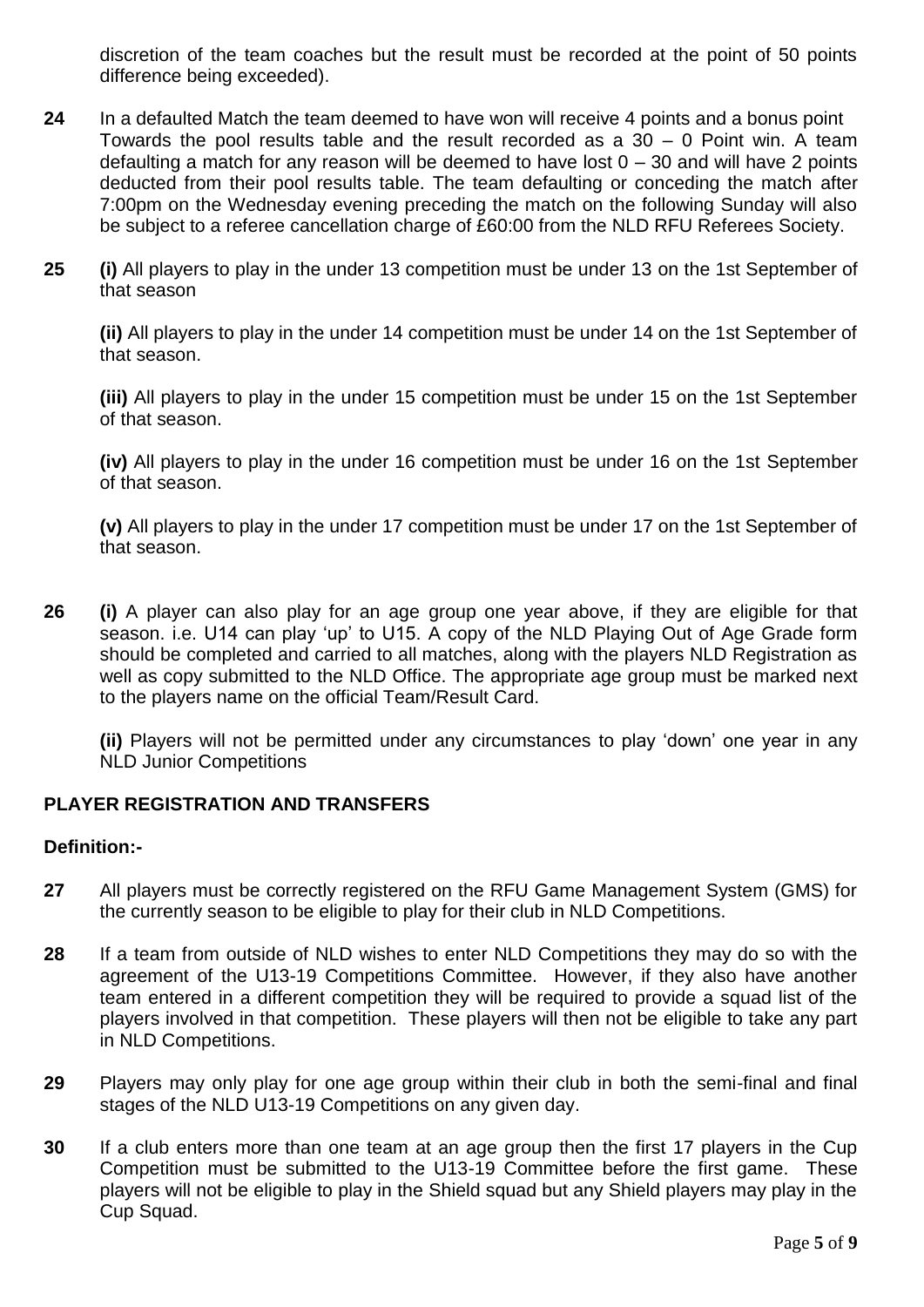discretion of the team coaches but the result must be recorded at the point of 50 points difference being exceeded).

**24** In a defaulted Match the team deemed to have won will receive 4 points and a bonus point Towards the pool results table and the result recorded as a 30 – 0 Point win. A team defaulting a match for any reason will be deemed to have lost 0 – 30 and will have 2 points deducted from their pool results table. The team defaulting or conceding the match after 7:00pm on the Wednesday evening preceding the match on the following Sunday will also be subject to a referee cancellation charge of £60:00 from the NLD RFU Referees Society.

**25** **(i)** All players to play in the under 13 competition must be under 13 on the 1st September of that season

**(ii)** All players to play in the under 14 competition must be under 14 on the 1st September of that season.

**(iii)** All players to play in the under 15 competition must be under 15 on the 1st September of that season.

**(iv)** All players to play in the under 16 competition must be under 16 on the 1st September of that season.

**(v)** All players to play in the under 17 competition must be under 17 on the 1st September of that season.

**26** **(i)** A player can also play for an age group one year above, if they are eligible for that season. i.e. U14 can play 'up' to U15. A copy of the NLD Playing Out of Age Grade form should be completed and carried to all matches, along with the players NLD Registration as well as copy submitted to the NLD Office. The appropriate age group must be marked next to the players name on the official Team/Result Card.

**(ii)** Players will not be permitted under any circumstances to play 'down' one year in any NLD Junior Competitions

## PLAYER REGISTRATION AND TRANSFERS

**Definition:-**

**27** All players must be correctly registered on the RFU Game Management System (GMS) for the currently season to be eligible to play for their club in NLD Competitions.

**28** If a team from outside of NLD wishes to enter NLD Competitions they may do so with the agreement of the U13-19 Competitions Committee. However, if they also have another team entered in a different competition they will be required to provide a squad list of the players involved in that competition. These players will then not be eligible to take any part in NLD Competitions.

**29** Players may only play for one age group within their club in both the semi-final and final stages of the NLD U13-19 Competitions on any given day.

**30** If a club enters more than one team at an age group then the first 17 players in the Cup Competition must be submitted to the U13-19 Committee before the first game. These players will not be eligible to play in the Shield squad but any Shield players may play in the Cup Squad.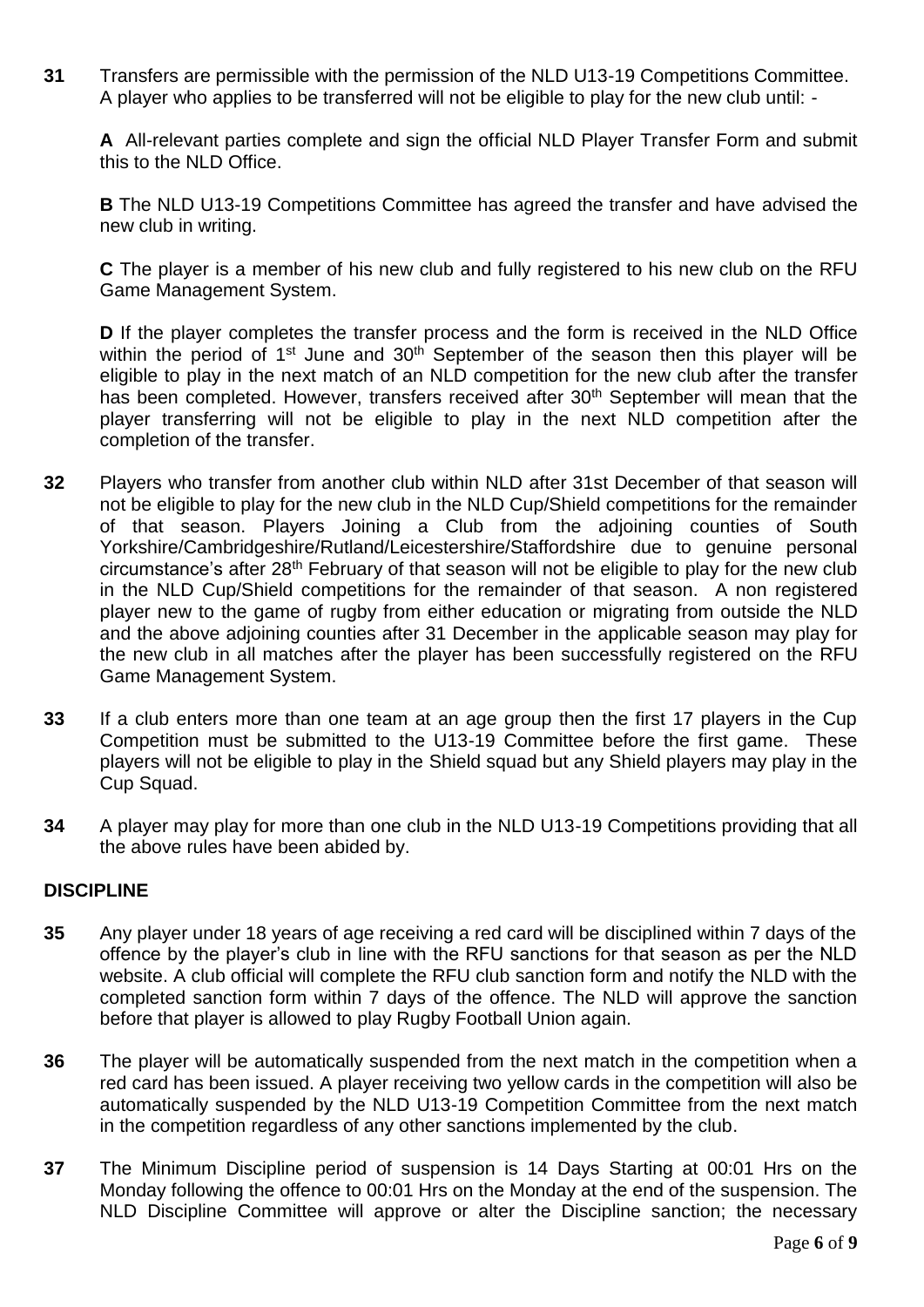**31** Transfers are permissible with the permission of the NLD U13-19 Competitions Committee. A player who applies to be transferred will not be eligible to play for the new club until: -

**A** All-relevant parties complete and sign the official NLD Player Transfer Form and submit this to the NLD Office.

**B** The NLD U13-19 Competitions Committee has agreed the transfer and have advised the new club in writing.

**C** The player is a member of his new club and fully registered to his new club on the RFU Game Management System.

**D** If the player completes the transfer process and the form is received in the NLD Office within the period of 1st June and 30th September of the season then this player will be eligible to play in the next match of an NLD competition for the new club after the transfer has been completed. However, transfers received after 30th September will mean that the player transferring will not be eligible to play in the next NLD competition after the completion of the transfer.

**32** Players who transfer from another club within NLD after 31st December of that season will not be eligible to play for the new club in the NLD Cup/Shield competitions for the remainder of that season. Players Joining a Club from the adjoining counties of South Yorkshire/Cambridgeshire/Rutland/Leicestershire/Staffordshire due to genuine personal circumstance's after 28th February of that season will not be eligible to play for the new club in the NLD Cup/Shield competitions for the remainder of that season. A non registered player new to the game of rugby from either education or migrating from outside the NLD and the above adjoining counties after 31 December in the applicable season may play for the new club in all matches after the player has been successfully registered on the RFU Game Management System.

**33** If a club enters more than one team at an age group then the first 17 players in the Cup Competition must be submitted to the U13-19 Committee before the first game. These players will not be eligible to play in the Shield squad but any Shield players may play in the Cup Squad.

**34** A player may play for more than one club in the NLD U13-19 Competitions providing that all the above rules have been abided by.

## DISCIPLINE

**35** Any player under 18 years of age receiving a red card will be disciplined within 7 days of the offence by the player's club in line with the RFU sanctions for that season as per the NLD website. A club official will complete the RFU club sanction form and notify the NLD with the completed sanction form within 7 days of the offence. The NLD will approve the sanction before that player is allowed to play Rugby Football Union again.

**36** The player will be automatically suspended from the next match in the competition when a red card has been issued. A player receiving two yellow cards in the competition will also be automatically suspended by the NLD U13-19 Competition Committee from the next match in the competition regardless of any other sanctions implemented by the club.

**37** The Minimum Discipline period of suspension is 14 Days Starting at 00:01 Hrs on the Monday following the offence to 00:01 Hrs on the Monday at the end of the suspension. The NLD Discipline Committee will approve or alter the Discipline sanction; the necessary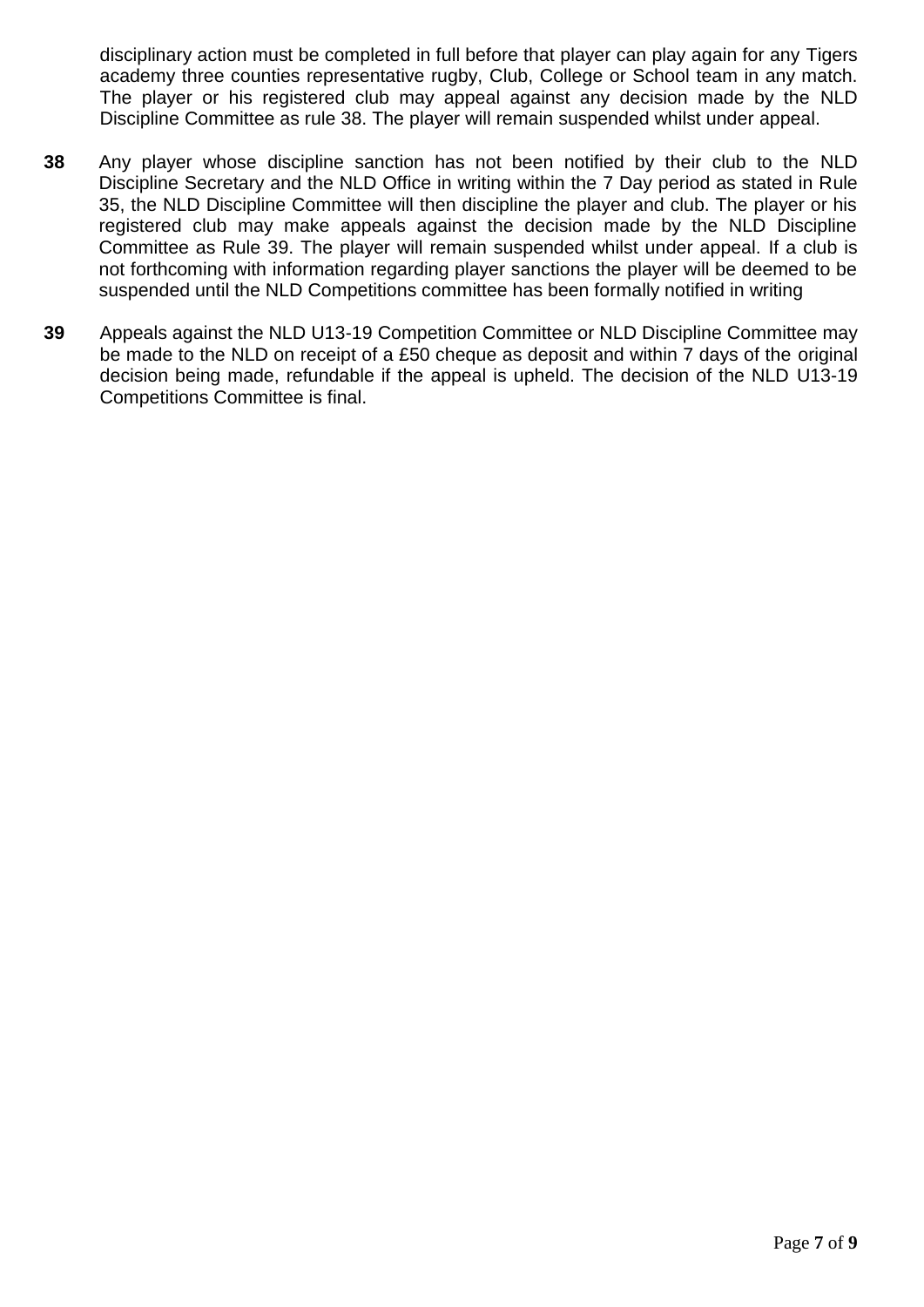disciplinary action must be completed in full before that player can play again for any Tigers academy three counties representative rugby, Club, College or School team in any match. The player or his registered club may appeal against any decision made by the NLD Discipline Committee as rule 38. The player will remain suspended whilst under appeal.

**38** Any player whose discipline sanction has not been notified by their club to the NLD Discipline Secretary and the NLD Office in writing within the 7 Day period as stated in Rule 35, the NLD Discipline Committee will then discipline the player and club. The player or his registered club may make appeals against the decision made by the NLD Discipline Committee as Rule 39. The player will remain suspended whilst under appeal. If a club is not forthcoming with information regarding player sanctions the player will be deemed to be suspended until the NLD Competitions committee has been formally notified in writing

**39** Appeals against the NLD U13-19 Competition Committee or NLD Discipline Committee may be made to the NLD on receipt of a £50 cheque as deposit and within 7 days of the original decision being made, refundable if the appeal is upheld. The decision of the NLD U13-19 Competitions Committee is final.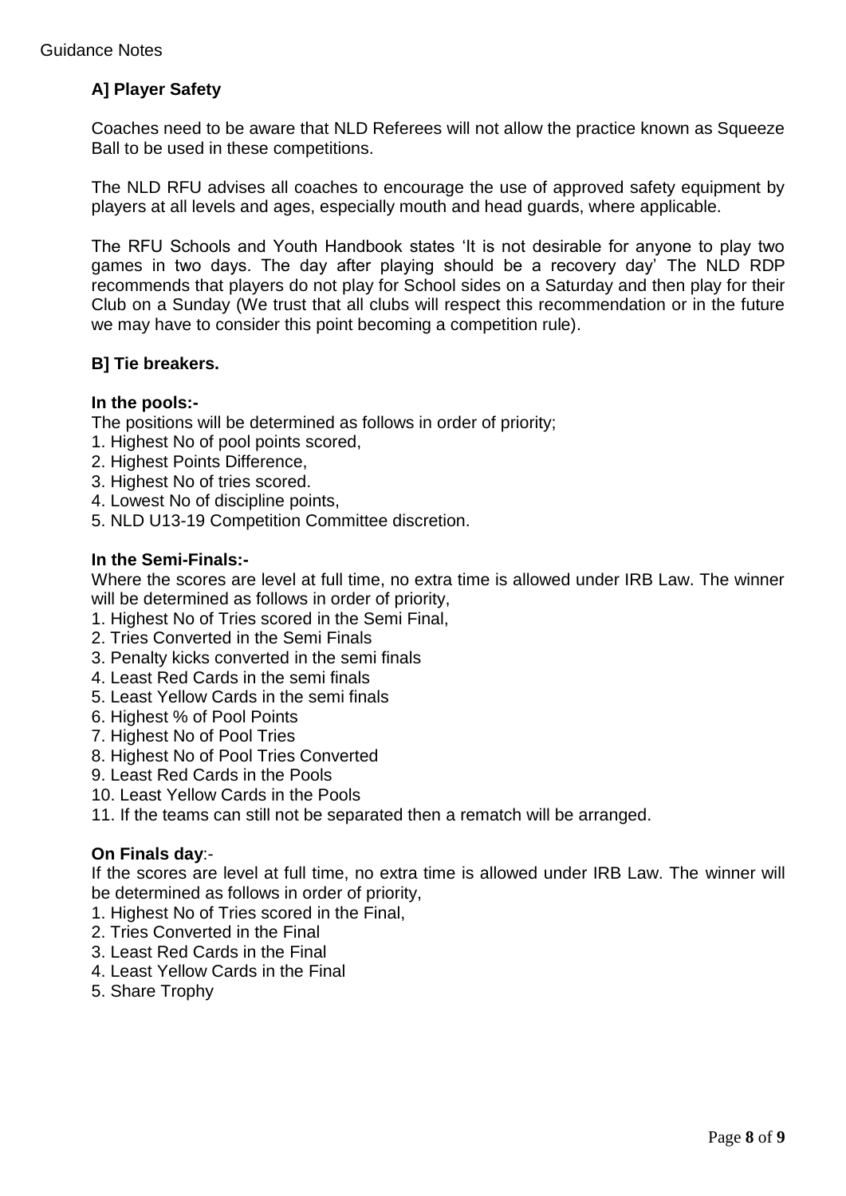Guidance Notes

### A] Player Safety

Coaches need to be aware that NLD Referees will not allow the practice known as Squeeze Ball to be used in these competitions.

The NLD RFU advises all coaches to encourage the use of approved safety equipment by players at all levels and ages, especially mouth and head guards, where applicable.

The RFU Schools and Youth Handbook states 'It is not desirable for anyone to play two games in two days. The day after playing should be a recovery day' The NLD RDP recommends that players do not play for School sides on a Saturday and then play for their Club on a Sunday (We trust that all clubs will respect this recommendation or in the future we may have to consider this point becoming a competition rule).

### B] Tie breakers.

**In the pools:-**

The positions will be determined as follows in order of priority;

1. Highest No of pool points scored,
2. Highest Points Difference,
3. Highest No of tries scored.
4. Lowest No of discipline points,
5. NLD U13-19 Competition Committee discretion.

**In the Semi-Finals:-**

Where the scores are level at full time, no extra time is allowed under IRB Law. The winner will be determined as follows in order of priority,

1. Highest No of Tries scored in the Semi Final,
2. Tries Converted in the Semi Finals
3. Penalty kicks converted in the semi finals
4. Least Red Cards in the semi finals
5. Least Yellow Cards in the semi finals
6. Highest % of Pool Points
7. Highest No of Pool Tries
8. Highest No of Pool Tries Converted
9. Least Red Cards in the Pools
10. Least Yellow Cards in the Pools
11. If the teams can still not be separated then a rematch will be arranged.

**On Finals day**:-

If the scores are level at full time, no extra time is allowed under IRB Law. The winner will be determined as follows in order of priority,

1. Highest No of Tries scored in the Final,
2. Tries Converted in the Final
3. Least Red Cards in the Final
4. Least Yellow Cards in the Final
5. Share Trophy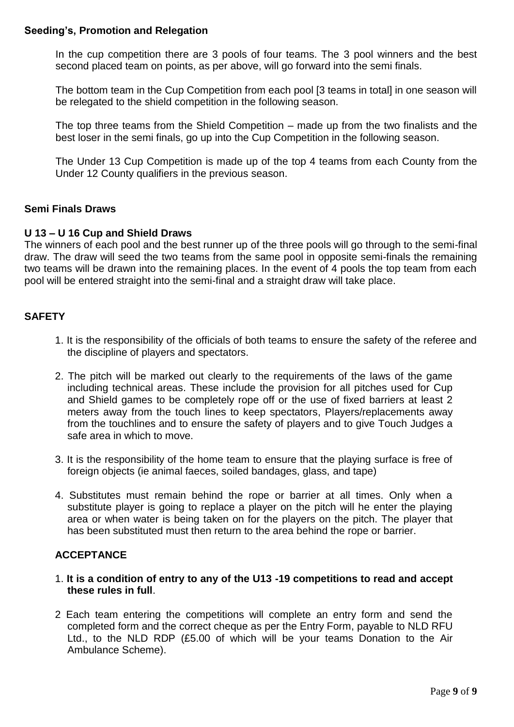**Seeding's, Promotion and Relegation**

In the cup competition there are 3 pools of four teams. The 3 pool winners and the best second placed team on points, as per above, will go forward into the semi finals.

The bottom team in the Cup Competition from each pool [3 teams in total] in one season will be relegated to the shield competition in the following season.

The top three teams from the Shield Competition – made up from the two finalists and the best loser in the semi finals, go up into the Cup Competition in the following season.

The Under 13 Cup Competition is made up of the top 4 teams from each County from the Under 12 County qualifiers in the previous season.

**Semi Finals Draws**

**U 13 – U 16 Cup and Shield Draws**

The winners of each pool and the best runner up of the three pools will go through to the semi-final draw. The draw will seed the two teams from the same pool in opposite semi-finals the remaining two teams will be drawn into the remaining places. In the event of 4 pools the top team from each pool will be entered straight into the semi-final and a straight draw will take place.

**SAFETY**

1. It is the responsibility of the officials of both teams to ensure the safety of the referee and the discipline of players and spectators.

2. The pitch will be marked out clearly to the requirements of the laws of the game including technical areas. These include the provision for all pitches used for Cup and Shield games to be completely rope off or the use of fixed barriers at least 2 meters away from the touch lines to keep spectators, Players/replacements away from the touchlines and to ensure the safety of players and to give Touch Judges a safe area in which to move.

3. It is the responsibility of the home team to ensure that the playing surface is free of foreign objects (ie animal faeces, soiled bandages, glass, and tape)

4. Substitutes must remain behind the rope or barrier at all times. Only when a substitute player is going to replace a player on the pitch will he enter the playing area or when water is being taken on for the players on the pitch. The player that has been substituted must then return to the area behind the rope or barrier.

**ACCEPTANCE**

1. **It is a condition of entry to any of the U13 -19 competitions to read and accept these rules in full**.

2 Each team entering the competitions will complete an entry form and send the completed form and the correct cheque as per the Entry Form, payable to NLD RFU Ltd., to the NLD RDP (£5.00 of which will be your teams Donation to the Air Ambulance Scheme).